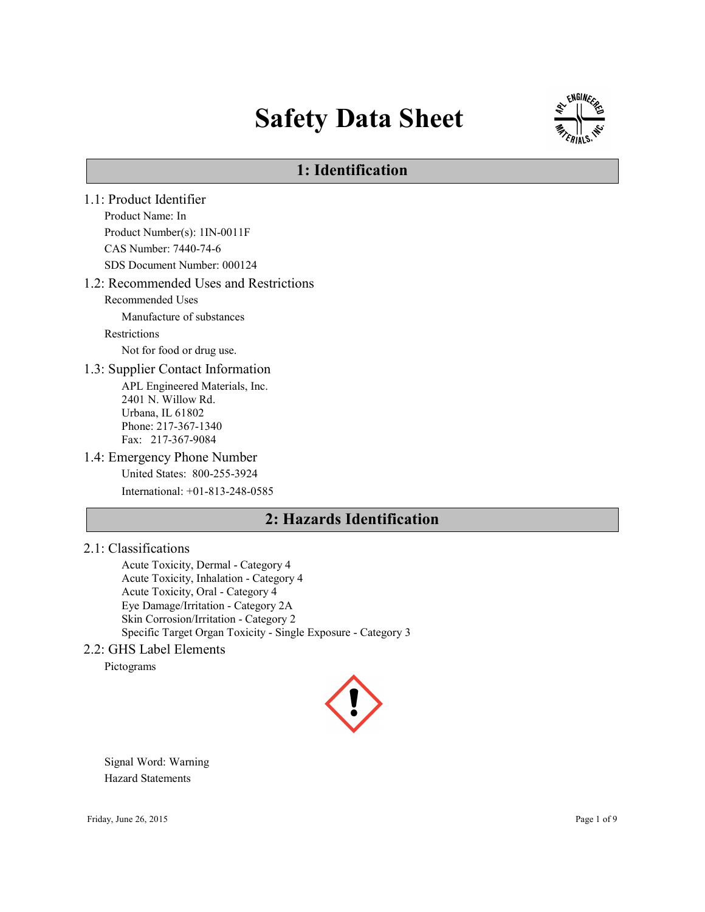# Safety Data Sheet

## 1: Identification

### 1.1: Product Identifier

Product Name: In

Product Number(s): 1IN-0011F

CAS Number: 7440-74-6

SDS Document Number: 000124

### 1.2: Recommended Uses and Restrictions

Recommended Uses

Manufacture of substances

Restrictions

Not for food or drug use.

### 1.3: Supplier Contact Information

APL Engineered Materials, Inc.
2401 N. Willow Rd.
Urbana, IL 61802
Phone: 217-367-1340
Fax: 217-367-9084

### 1.4: Emergency Phone Number

United States: 800-255-3924

International: +01-813-248-0585

## 2: Hazards Identification

### 2.1: Classifications

Acute Toxicity, Dermal - Category 4
Acute Toxicity, Inhalation - Category 4
Acute Toxicity, Oral - Category 4
Eye Damage/Irritation - Category 2A
Skin Corrosion/Irritation - Category 2
Specific Target Organ Toxicity - Single Exposure - Category 3

### 2.2: GHS Label Elements

Pictograms

Signal Word: Warning

Hazard Statements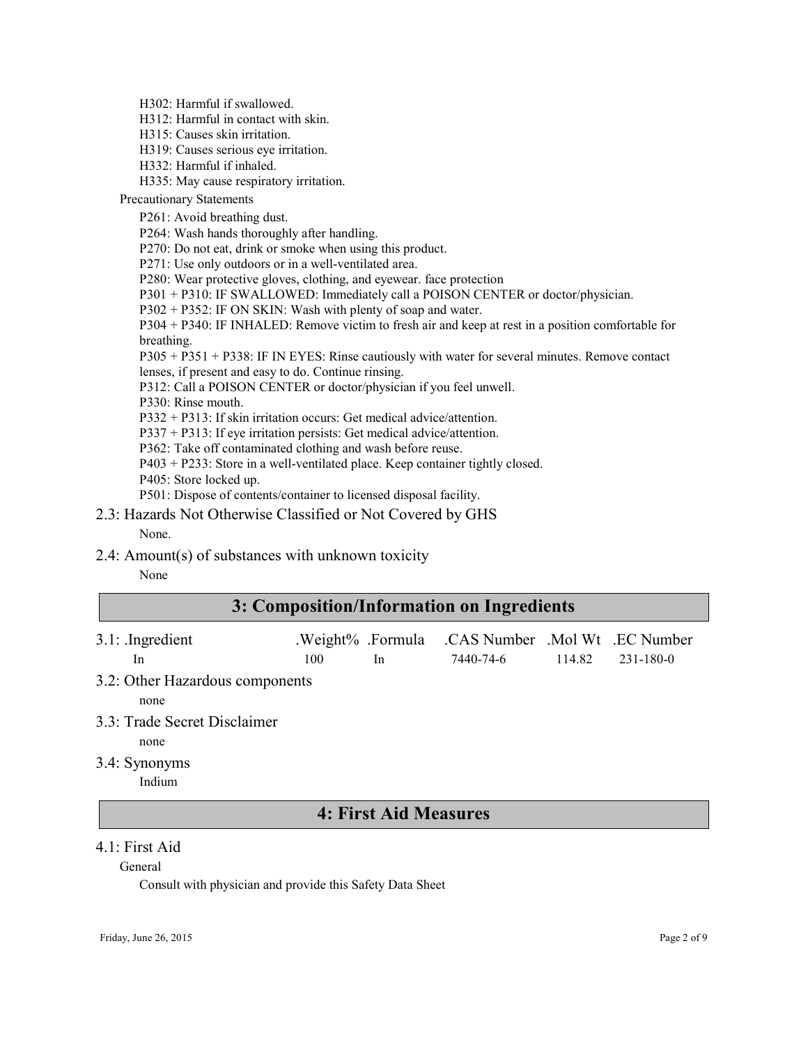H302: Harmful if swallowed.
H312: Harmful in contact with skin.
H315: Causes skin irritation.
H319: Causes serious eye irritation.
H332: Harmful if inhaled.
H335: May cause respiratory irritation.

Precautionary Statements

P261: Avoid breathing dust.
P264: Wash hands thoroughly after handling.
P270: Do not eat, drink or smoke when using this product.
P271: Use only outdoors or in a well-ventilated area.
P280: Wear protective gloves, clothing, and eyewear. face protection
P301 + P310: IF SWALLOWED: Immediately call a POISON CENTER or doctor/physician.
P302 + P352: IF ON SKIN: Wash with plenty of soap and water.
P304 + P340: IF INHALED: Remove victim to fresh air and keep at rest in a position comfortable for breathing.
P305 + P351 + P338: IF IN EYES: Rinse cautiously with water for several minutes. Remove contact lenses, if present and easy to do. Continue rinsing.
P312: Call a POISON CENTER or doctor/physician if you feel unwell.
P330: Rinse mouth.
P332 + P313: If skin irritation occurs: Get medical advice/attention.
P337 + P313: If eye irritation persists: Get medical advice/attention.
P362: Take off contaminated clothing and wash before reuse.
P403 + P233: Store in a well-ventilated place. Keep container tightly closed.
P405: Store locked up.
P501: Dispose of contents/container to licensed disposal facility.

### 2.3: Hazards Not Otherwise Classified or Not Covered by GHS

None.

### 2.4: Amount(s) of substances with unknown toxicity

None

## 3: Composition/Information on Ingredients

### 3.1: .Ingredient

| .Ingredient | .Weight% | .Formula | .CAS Number | .Mol Wt | .EC Number |
|---|---|---|---|---|---|
| In | 100 | In | 7440-74-6 | 114.82 | 231-180-0 |

### 3.2: Other Hazardous components

none

### 3.3: Trade Secret Disclaimer

none

### 3.4: Synonyms

Indium

## 4: First Aid Measures

### 4.1: First Aid

General

Consult with physician and provide this Safety Data Sheet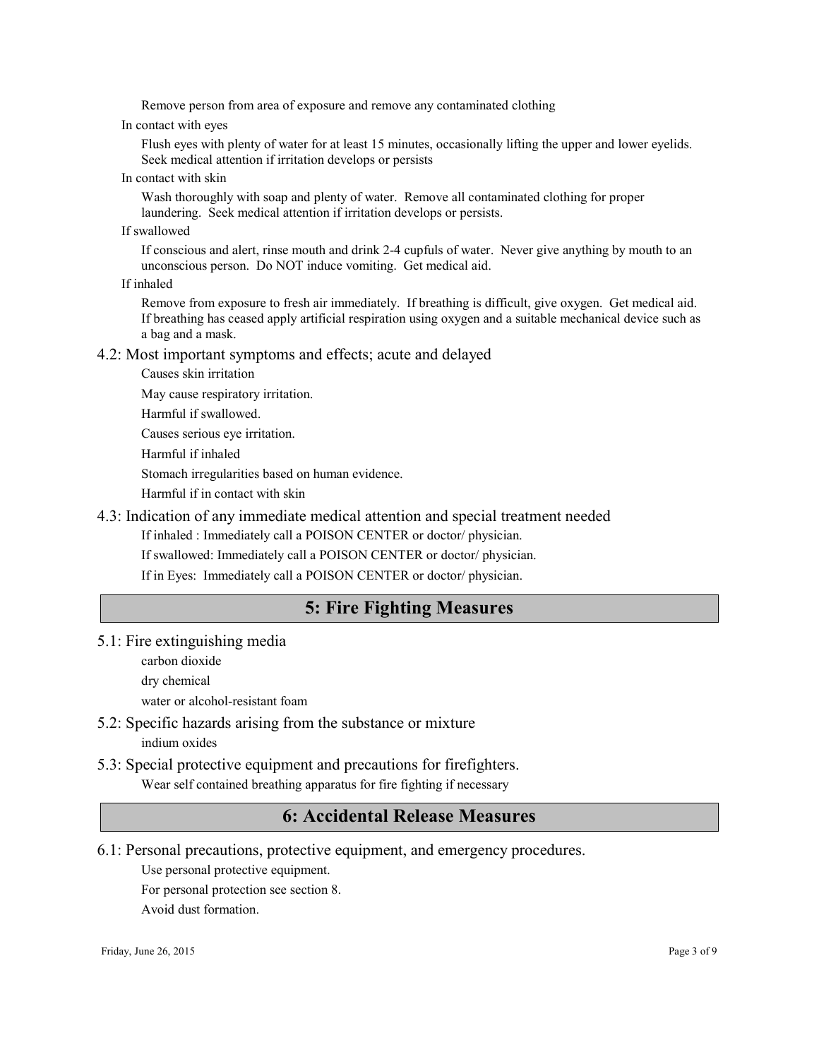Remove person from area of exposure and remove any contaminated clothing

In contact with eyes

Flush eyes with plenty of water for at least 15 minutes, occasionally lifting the upper and lower eyelids. Seek medical attention if irritation develops or persists

In contact with skin

Wash thoroughly with soap and plenty of water. Remove all contaminated clothing for proper laundering. Seek medical attention if irritation develops or persists.

If swallowed

If conscious and alert, rinse mouth and drink 2-4 cupfuls of water. Never give anything by mouth to an unconscious person. Do NOT induce vomiting. Get medical aid.

If inhaled

Remove from exposure to fresh air immediately. If breathing is difficult, give oxygen. Get medical aid. If breathing has ceased apply artificial respiration using oxygen and a suitable mechanical device such as a bag and a mask.

### 4.2: Most important symptoms and effects; acute and delayed

Causes skin irritation

May cause respiratory irritation.

Harmful if swallowed.

Causes serious eye irritation.

Harmful if inhaled

Stomach irregularities based on human evidence.

Harmful if in contact with skin

### 4.3: Indication of any immediate medical attention and special treatment needed

If inhaled : Immediately call a POISON CENTER or doctor/ physician.

If swallowed: Immediately call a POISON CENTER or doctor/ physician.

If in Eyes: Immediately call a POISON CENTER or doctor/ physician.

## 5: Fire Fighting Measures

### 5.1: Fire extinguishing media

carbon dioxide

dry chemical

water or alcohol-resistant foam

### 5.2: Specific hazards arising from the substance or mixture

indium oxides

### 5.3: Special protective equipment and precautions for firefighters.

Wear self contained breathing apparatus for fire fighting if necessary

## 6: Accidental Release Measures

### 6.1: Personal precautions, protective equipment, and emergency procedures.

Use personal protective equipment.

For personal protection see section 8.

Avoid dust formation.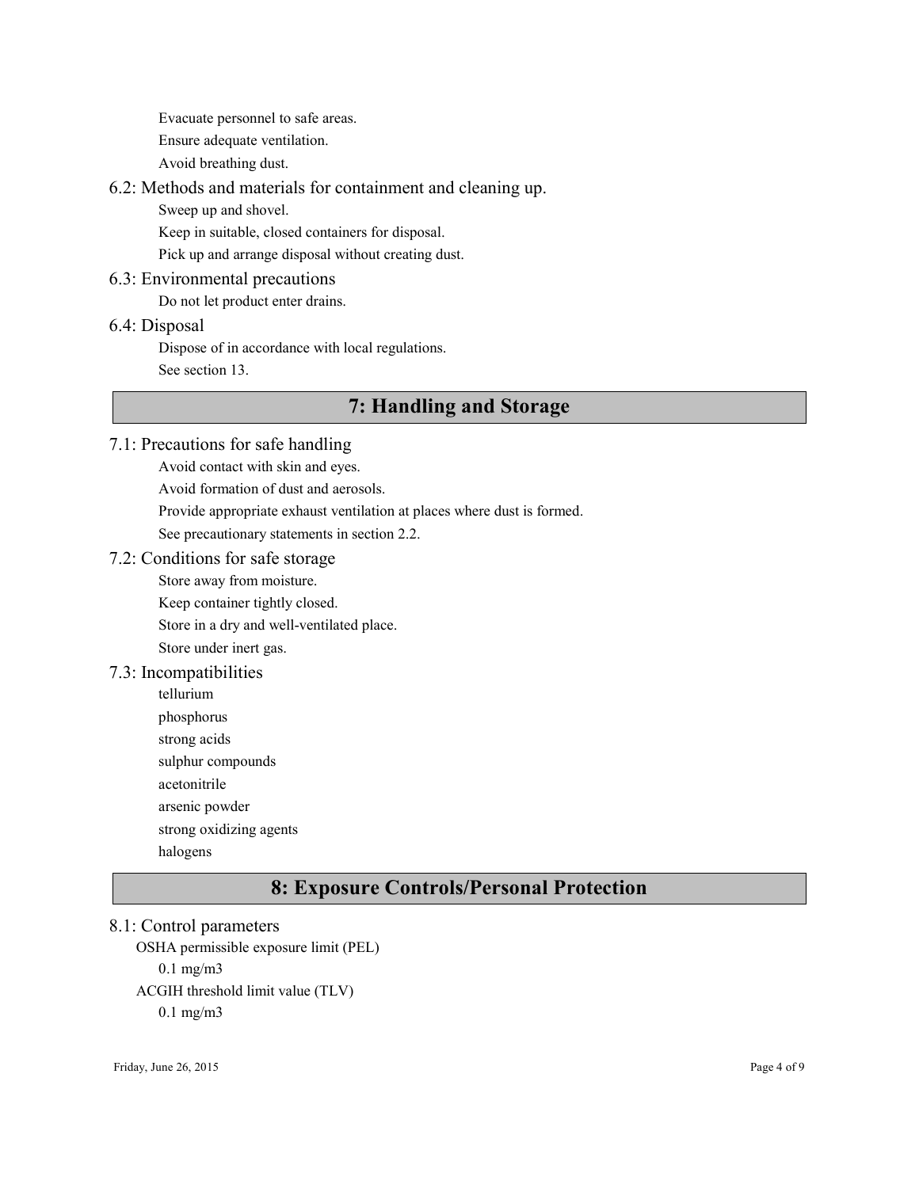Evacuate personnel to safe areas.

Ensure adequate ventilation.

Avoid breathing dust.

### 6.2: Methods and materials for containment and cleaning up.

Sweep up and shovel.

Keep in suitable, closed containers for disposal.

Pick up and arrange disposal without creating dust.

### 6.3: Environmental precautions

Do not let product enter drains.

### 6.4: Disposal

Dispose of in accordance with local regulations.

See section 13.

## 7: Handling and Storage

### 7.1: Precautions for safe handling

Avoid contact with skin and eyes.

Avoid formation of dust and aerosols.

Provide appropriate exhaust ventilation at places where dust is formed.

See precautionary statements in section 2.2.

### 7.2: Conditions for safe storage

Store away from moisture.

Keep container tightly closed.

Store in a dry and well-ventilated place.

Store under inert gas.

### 7.3: Incompatibilities

tellurium

phosphorus

strong acids

sulphur compounds

acetonitrile

arsenic powder

strong oxidizing agents

halogens

## 8: Exposure Controls/Personal Protection

### 8.1: Control parameters

OSHA permissible exposure limit (PEL)

0.1 mg/m3

ACGIH threshold limit value (TLV)

0.1 mg/m3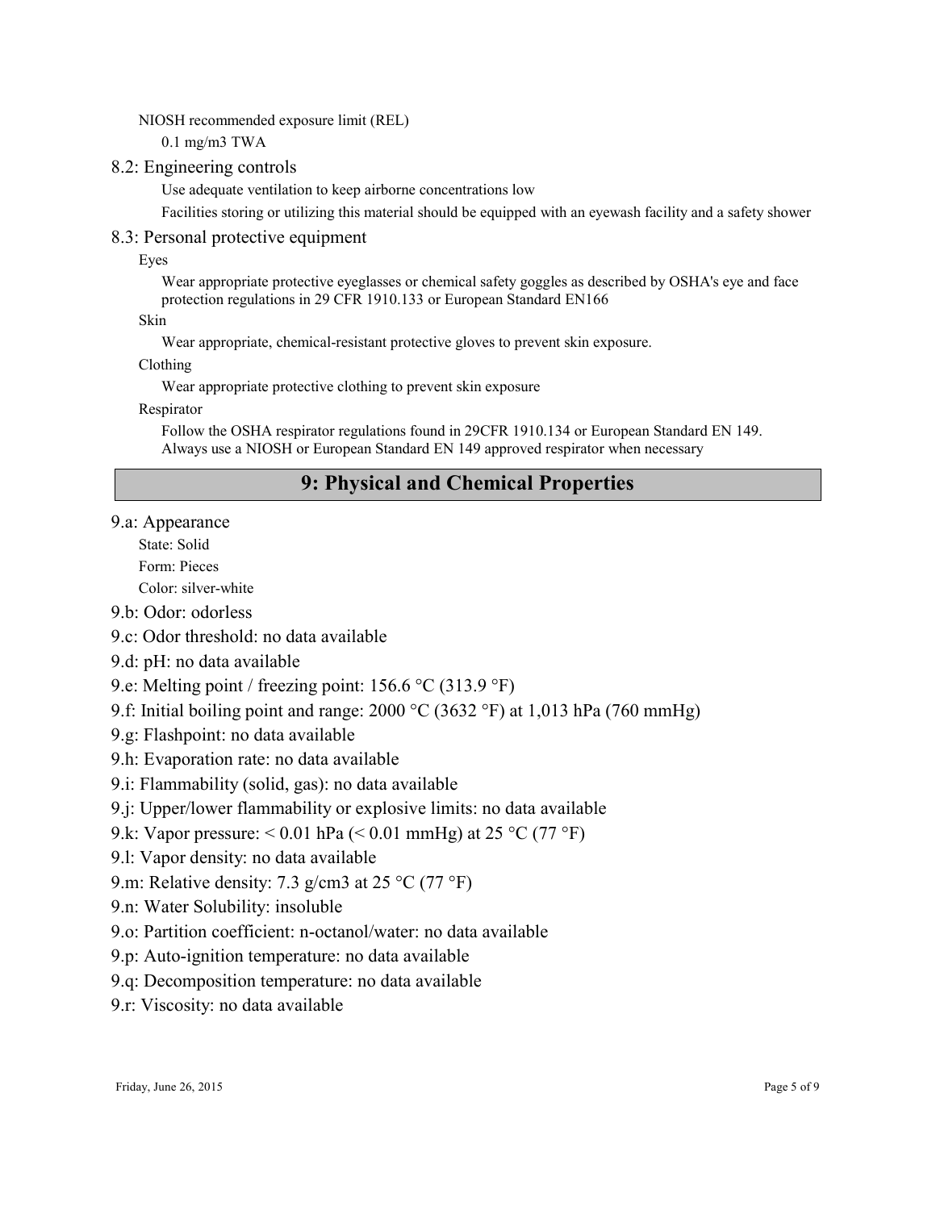NIOSH recommended exposure limit (REL)

0.1 mg/m3 TWA

## 8.2: Engineering controls

Use adequate ventilation to keep airborne concentrations low

Facilities storing or utilizing this material should be equipped with an eyewash facility and a safety shower

## 8.3: Personal protective equipment

Eyes

Wear appropriate protective eyeglasses or chemical safety goggles as described by OSHA's eye and face protection regulations in 29 CFR 1910.133 or European Standard EN166

Skin

Wear appropriate, chemical-resistant protective gloves to prevent skin exposure.

Clothing

Wear appropriate protective clothing to prevent skin exposure

Respirator

Follow the OSHA respirator regulations found in 29CFR 1910.134 or European Standard EN 149. Always use a NIOSH or European Standard EN 149 approved respirator when necessary

# 9: Physical and Chemical Properties

## 9.a: Appearance

State: Solid

Form: Pieces

Color: silver-white

## 9.b: Odor: odorless

## 9.c: Odor threshold: no data available

## 9.d: pH: no data available

## 9.e: Melting point / freezing point: 156.6 °C (313.9 °F)

## 9.f: Initial boiling point and range: 2000 °C (3632 °F) at 1,013 hPa (760 mmHg)

## 9.g: Flashpoint: no data available

## 9.h: Evaporation rate: no data available

## 9.i: Flammability (solid, gas): no data available

## 9.j: Upper/lower flammability or explosive limits: no data available

## 9.k: Vapor pressure: < 0.01 hPa (< 0.01 mmHg) at 25 °C (77 °F)

## 9.l: Vapor density: no data available

## 9.m: Relative density: 7.3 g/cm3 at 25 °C (77 °F)

## 9.n: Water Solubility: insoluble

## 9.o: Partition coefficient: n-octanol/water: no data available

## 9.p: Auto-ignition temperature: no data available

## 9.q: Decomposition temperature: no data available

## 9.r: Viscosity: no data available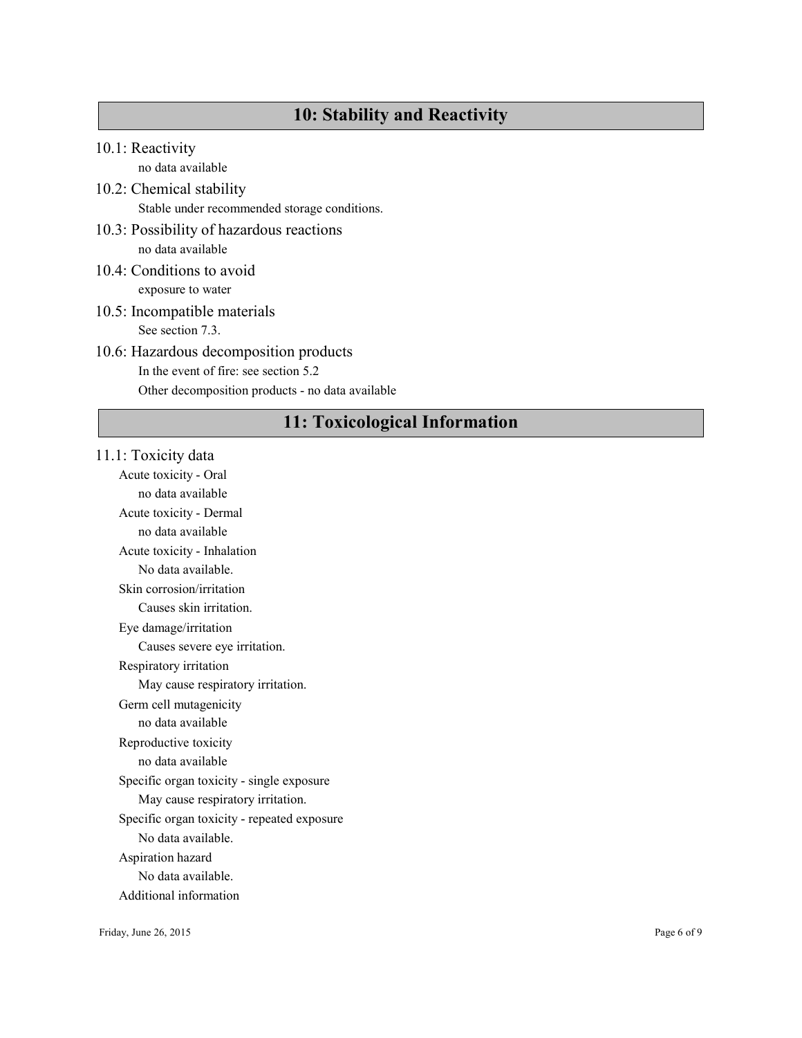## 10: Stability and Reactivity

### 10.1: Reactivity

no data available

### 10.2: Chemical stability

Stable under recommended storage conditions.

### 10.3: Possibility of hazardous reactions

no data available

### 10.4: Conditions to avoid

exposure to water

### 10.5: Incompatible materials

See section 7.3.

### 10.6: Hazardous decomposition products

In the event of fire: see section 5.2

Other decomposition products - no data available

## 11: Toxicological Information

### 11.1: Toxicity data

Acute toxicity - Oral

no data available

Acute toxicity - Dermal

no data available

Acute toxicity - Inhalation

No data available.

Skin corrosion/irritation

Causes skin irritation.

Eye damage/irritation

Causes severe eye irritation.

Respiratory irritation

May cause respiratory irritation.

Germ cell mutagenicity

no data available

Reproductive toxicity

no data available

Specific organ toxicity - single exposure

May cause respiratory irritation.

Specific organ toxicity - repeated exposure

No data available.

Aspiration hazard

No data available.

Additional information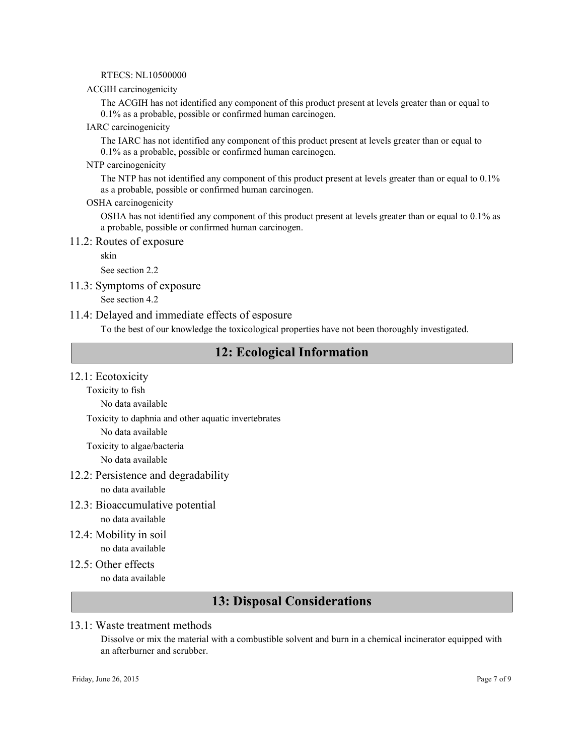RTECS: NL10500000

ACGIH carcinogenicity

The ACGIH has not identified any component of this product present at levels greater than or equal to 0.1% as a probable, possible or confirmed human carcinogen.

IARC carcinogenicity

The IARC has not identified any component of this product present at levels greater than or equal to 0.1% as a probable, possible or confirmed human carcinogen.

NTP carcinogenicity

The NTP has not identified any component of this product present at levels greater than or equal to 0.1% as a probable, possible or confirmed human carcinogen.

OSHA carcinogenicity

OSHA has not identified any component of this product present at levels greater than or equal to 0.1% as a probable, possible or confirmed human carcinogen.

### 11.2: Routes of exposure

skin

See section 2.2

### 11.3: Symptoms of exposure

See section 4.2

### 11.4: Delayed and immediate effects of esposure

To the best of our knowledge the toxicological properties have not been thoroughly investigated.

## 12: Ecological Information

### 12.1: Ecotoxicity

Toxicity to fish

No data available

Toxicity to daphnia and other aquatic invertebrates

No data available

Toxicity to algae/bacteria

No data available

### 12.2: Persistence and degradability

no data available

### 12.3: Bioaccumulative potential

no data available

### 12.4: Mobility in soil

no data available

### 12.5: Other effects

no data available

## 13: Disposal Considerations

### 13.1: Waste treatment methods

Dissolve or mix the material with a combustible solvent and burn in a chemical incinerator equipped with an afterburner and scrubber.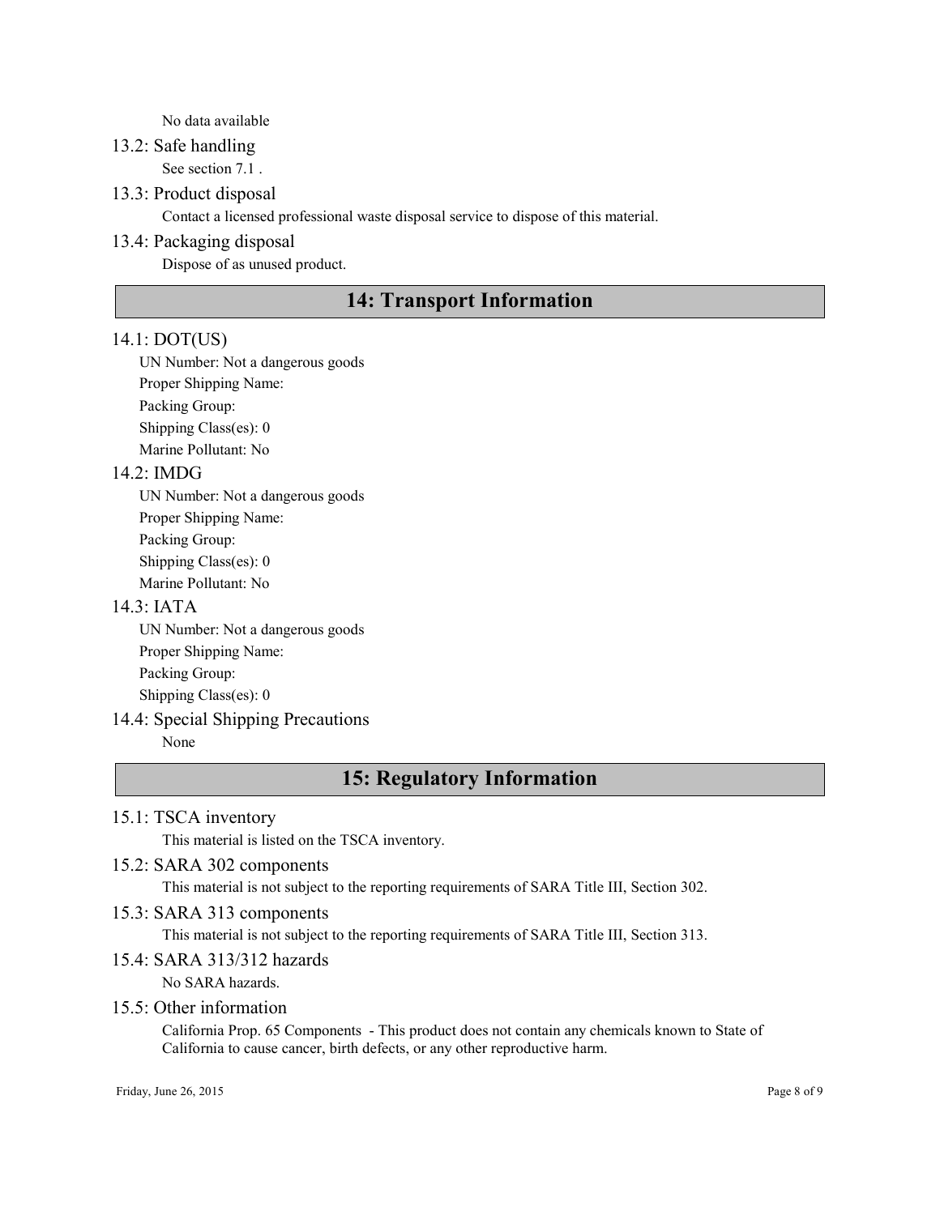No data available

### 13.2: Safe handling

See section 7.1 .

### 13.3: Product disposal

Contact a licensed professional waste disposal service to dispose of this material.

### 13.4: Packaging disposal

Dispose of as unused product.

## 14: Transport Information

### 14.1: DOT(US)

UN Number: Not a dangerous goods

Proper Shipping Name:

Packing Group:

Shipping Class(es): 0

Marine Pollutant: No

### 14.2: IMDG

UN Number: Not a dangerous goods

Proper Shipping Name:

Packing Group:

Shipping Class(es): 0

Marine Pollutant: No

### 14.3: IATA

UN Number: Not a dangerous goods

Proper Shipping Name:

Packing Group:

Shipping Class(es): 0

### 14.4: Special Shipping Precautions

None

## 15: Regulatory Information

### 15.1: TSCA inventory

This material is listed on the TSCA inventory.

### 15.2: SARA 302 components

This material is not subject to the reporting requirements of SARA Title III, Section 302.

### 15.3: SARA 313 components

This material is not subject to the reporting requirements of SARA Title III, Section 313.

### 15.4: SARA 313/312 hazards

No SARA hazards.

### 15.5: Other information

California Prop. 65 Components - This product does not contain any chemicals known to State of California to cause cancer, birth defects, or any other reproductive harm.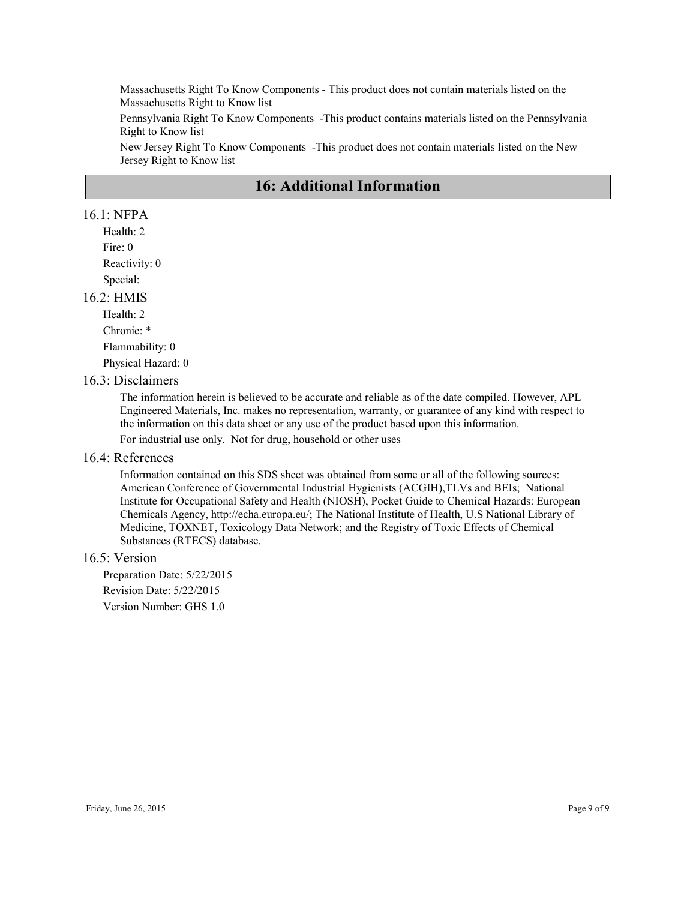Massachusetts Right To Know Components - This product does not contain materials listed on the Massachusetts Right to Know list

Pennsylvania Right To Know Components -This product contains materials listed on the Pennsylvania Right to Know list

New Jersey Right To Know Components -This product does not contain materials listed on the New Jersey Right to Know list

## 16: Additional Information

### 16.1: NFPA

Health: 2

Fire: 0

Reactivity: 0

Special:

### 16.2: HMIS

Health: 2

Chronic: *

Flammability: 0

Physical Hazard: 0

### 16.3: Disclaimers

The information herein is believed to be accurate and reliable as of the date compiled. However, APL Engineered Materials, Inc. makes no representation, warranty, or guarantee of any kind with respect to the information on this data sheet or any use of the product based upon this information.

For industrial use only. Not for drug, household or other uses

### 16.4: References

Information contained on this SDS sheet was obtained from some or all of the following sources: American Conference of Governmental Industrial Hygienists (ACGIH),TLVs and BEIs; National Institute for Occupational Safety and Health (NIOSH), Pocket Guide to Chemical Hazards: European Chemicals Agency, http://echa.europa.eu/; The National Institute of Health, U.S National Library of Medicine, TOXNET, Toxicology Data Network; and the Registry of Toxic Effects of Chemical Substances (RTECS) database.

### 16.5: Version

Preparation Date: 5/22/2015

Revision Date: 5/22/2015

Version Number: GHS 1.0